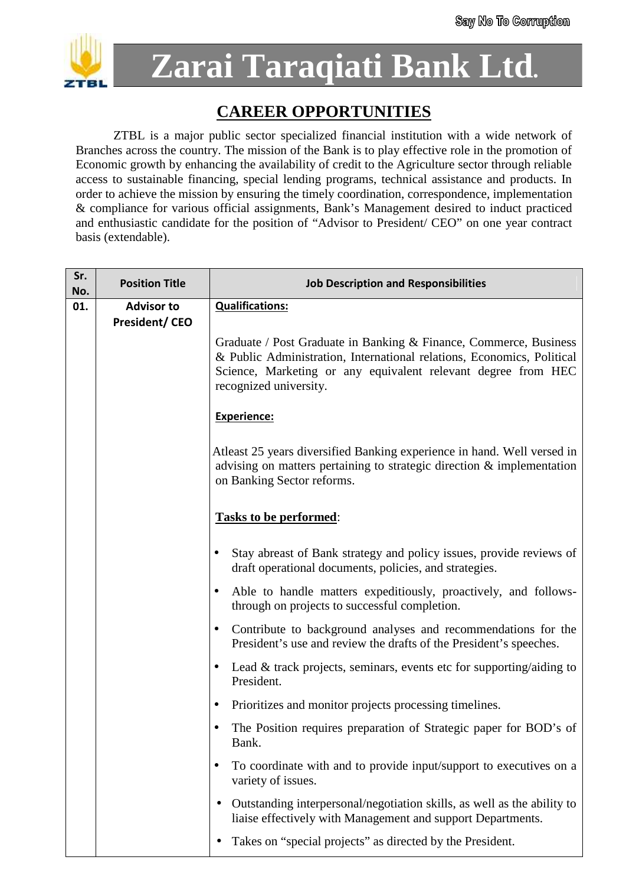Say No To Corruption

# Zarai Taraqiati Bank Ltd.

## CAREER OPPORTUNITIES

ZTBL is a major public sector specialized financial institution with a wide network of Branches across the country. The mission of the Bank is to play effective role in the promotion of Economic growth by enhancing the availability of credit to the Agriculture sector through reliable access to sustainable financing, special lending programs, technical assistance and products. In order to achieve the mission by ensuring the timely coordination, correspondence, implementation & compliance for various official assignments, Bank's Management desired to induct practiced and enthusiastic candidate for the position of "Advisor to President/ CEO" on one year contract basis (extendable).

| Sr. No. | Position Title | Job Description and Responsibilities |
|---|---|---|
| 01. | Advisor to President/ CEO | **Qualifications:**<br><br>Graduate / Post Graduate in Banking & Finance, Commerce, Business & Public Administration, International relations, Economics, Political Science, Marketing or any equivalent relevant degree from HEC recognized university.<br><br>**Experience:**<br><br>Atleast 25 years diversified Banking experience in hand. Well versed in advising on matters pertaining to strategic direction & implementation on Banking Sector reforms.<br><br>**Tasks to be performed**:<br><br>• Stay abreast of Bank strategy and policy issues, provide reviews of draft operational documents, policies, and strategies.<br>• Able to handle matters expeditiously, proactively, and follows-through on projects to successful completion.<br>• Contribute to background analyses and recommendations for the President's use and review the drafts of the President's speeches.<br>• Lead & track projects, seminars, events etc for supporting/aiding to President.<br>• Prioritizes and monitor projects processing timelines.<br>• The Position requires preparation of Strategic paper for BOD's of Bank.<br>• To coordinate with and to provide input/support to executives on a variety of issues.<br>• Outstanding interpersonal/negotiation skills, as well as the ability to liaise effectively with Management and support Departments.<br>• Takes on "special projects" as directed by the President. |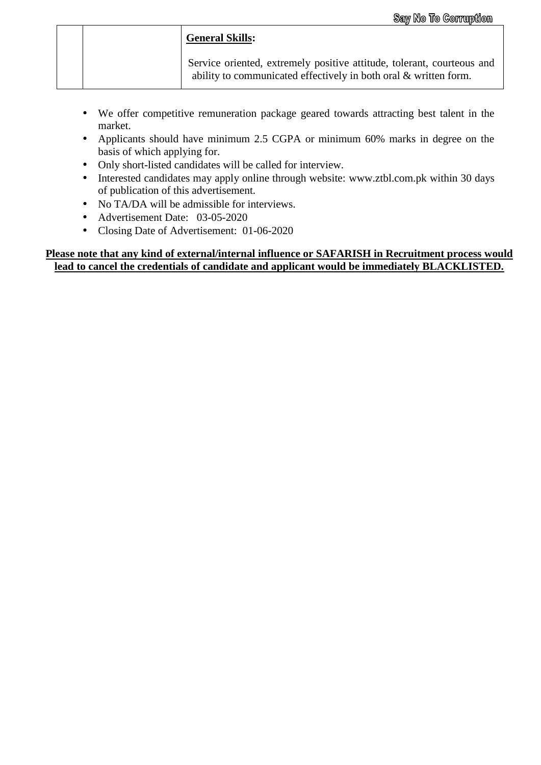| | | |
|---|---|---|
| | | **General Skills:**<br><br>Service oriented, extremely positive attitude, tolerant, courteous and ability to communicated effectively in both oral & written form. |

- We offer competitive remuneration package geared towards attracting best talent in the market.
- Applicants should have minimum 2.5 CGPA or minimum 60% marks in degree on the basis of which applying for.
- Only short-listed candidates will be called for interview.
- Interested candidates may apply online through website: www.ztbl.com.pk within 30 days of publication of this advertisement.
- No TA/DA will be admissible for interviews.
- Advertisement Date: 03-05-2020
- Closing Date of Advertisement: 01-06-2020

**Please note that any kind of external/internal influence or SAFARISH in Recruitment process would lead to cancel the credentials of candidate and applicant would be immediately BLACKLISTED.**